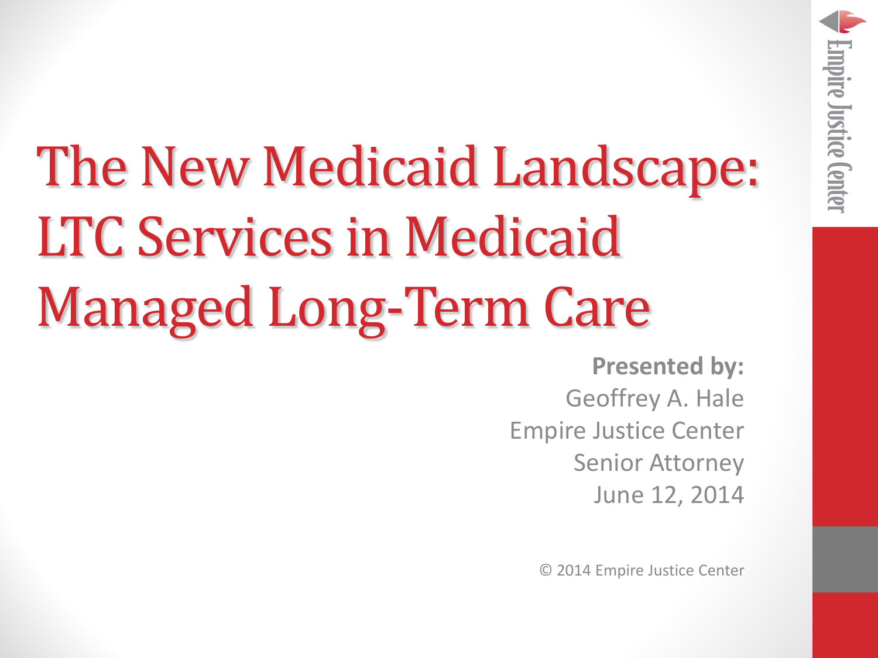# The New Medicaid Landscape: LTC Services in Medicaid Managed Long-Term Care

**Presented by:**
Geoffrey A. Hale
Empire Justice Center
Senior Attorney
June 12, 2014

© 2014 Empire Justice Center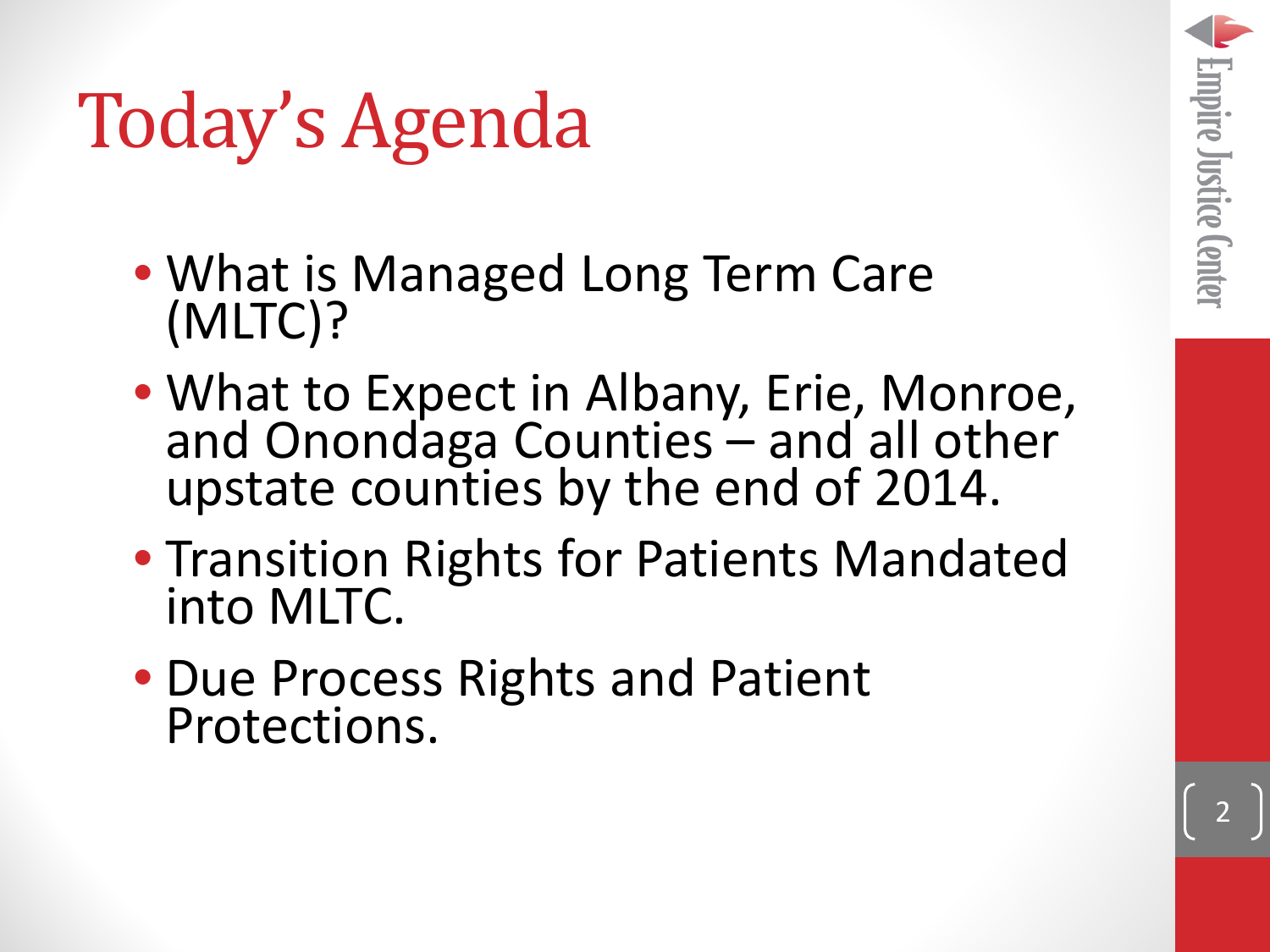# Today's Agenda

- What is Managed Long Term Care (MLTC)?
- What to Expect in Albany, Erie, Monroe, and Onondaga Counties – and all other upstate counties by the end of 2014.
- Transition Rights for Patients Mandated into MLTC.
- Due Process Rights and Patient Protections.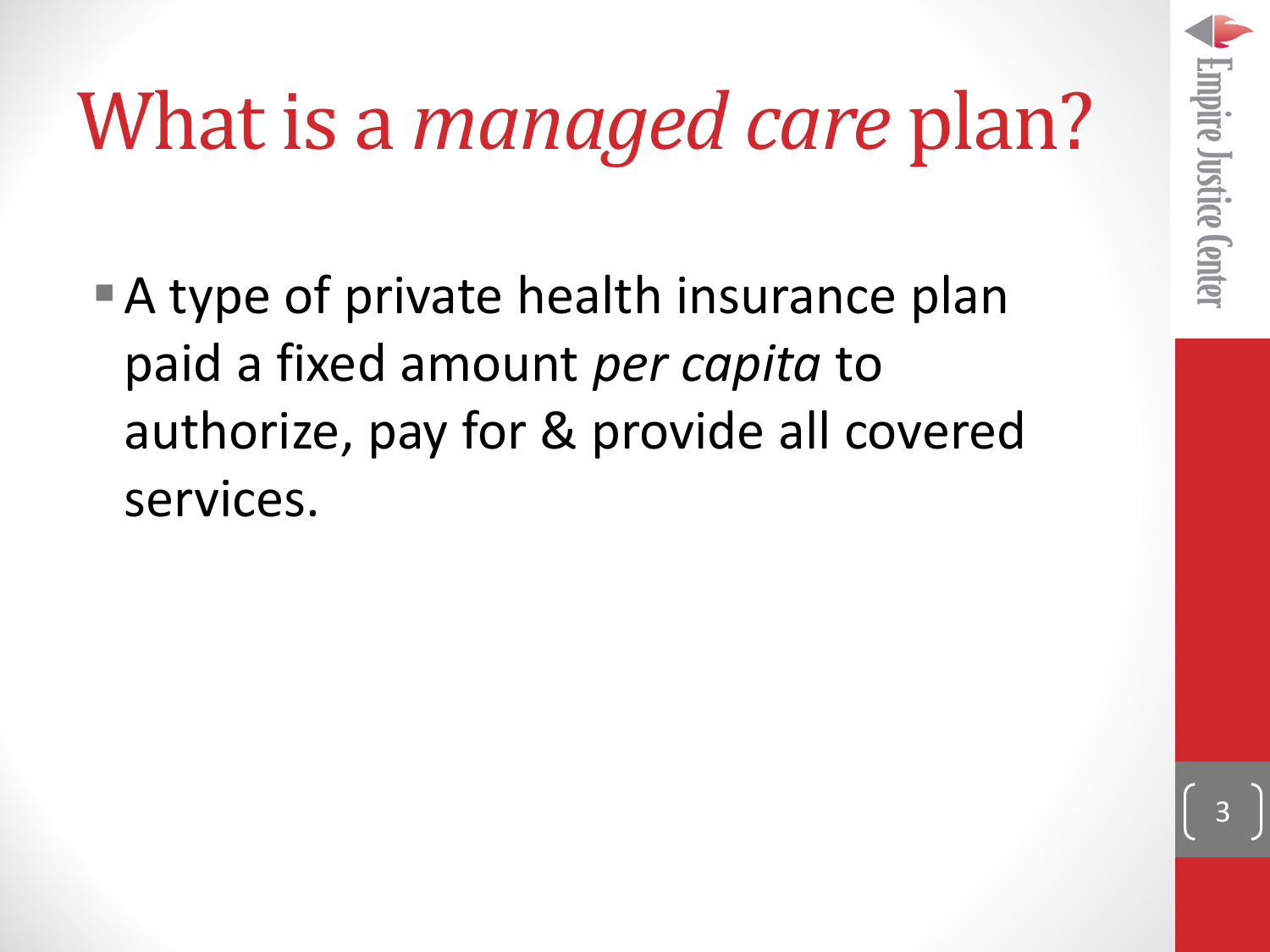# What is a *managed care* plan?

- A type of private health insurance plan paid a fixed amount *per capita* to authorize, pay for & provide all covered services.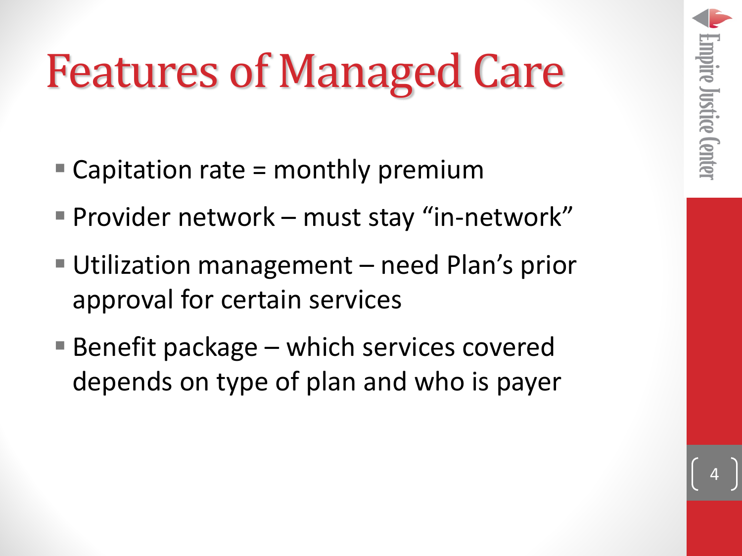# Features of Managed Care

- Capitation rate = monthly premium
- Provider network – must stay "in-network"
- Utilization management – need Plan's prior approval for certain services
- Benefit package – which services covered depends on type of plan and who is payer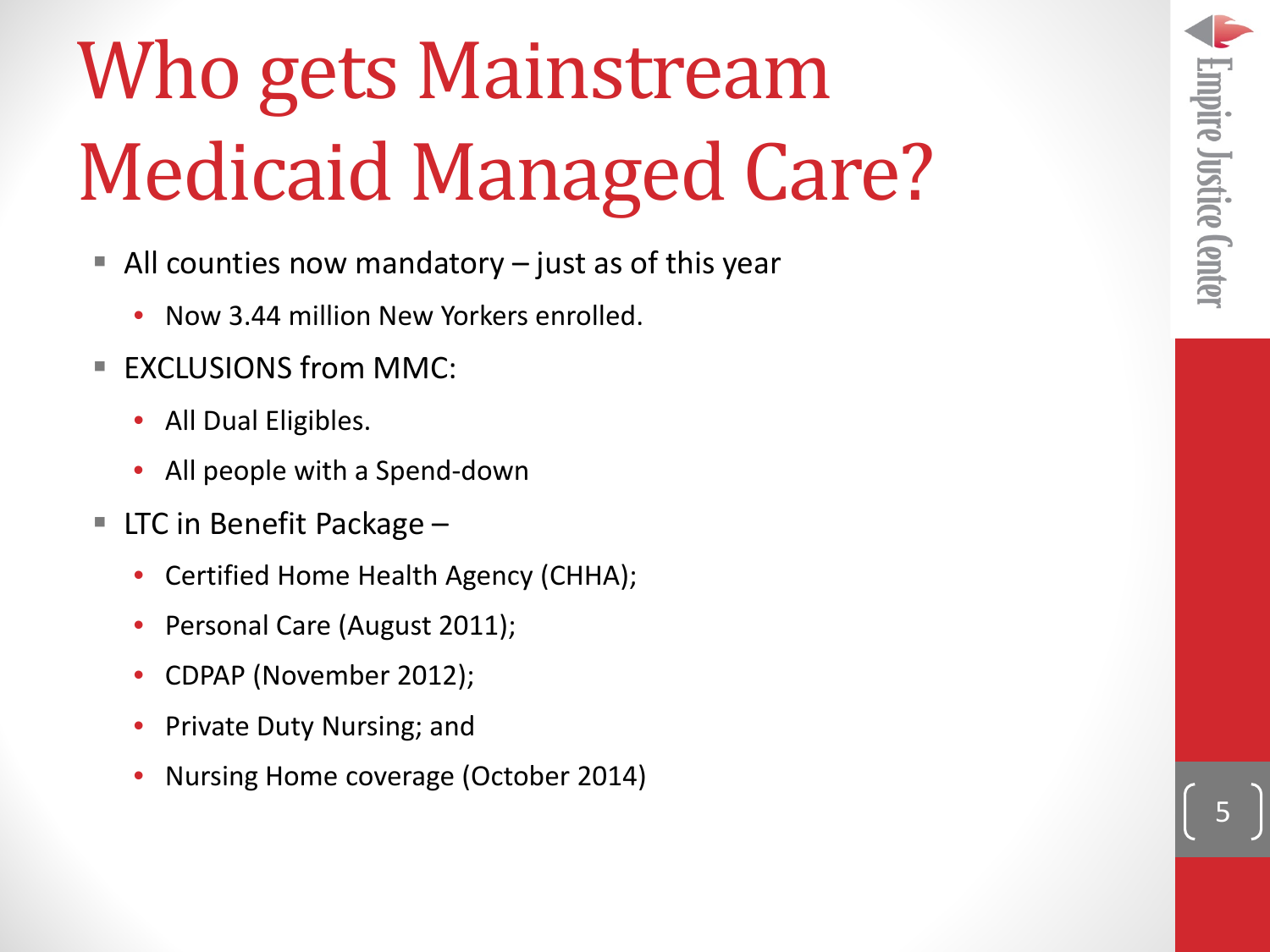# Who gets Mainstream Medicaid Managed Care?

- All counties now mandatory – just as of this year
  - Now 3.44 million New Yorkers enrolled.
- EXCLUSIONS from MMC:
  - All Dual Eligibles.
  - All people with a Spend-down
- LTC in Benefit Package –
  - Certified Home Health Agency (CHHA);
  - Personal Care (August 2011);
  - CDPAP (November 2012);
  - Private Duty Nursing; and
  - Nursing Home coverage (October 2014)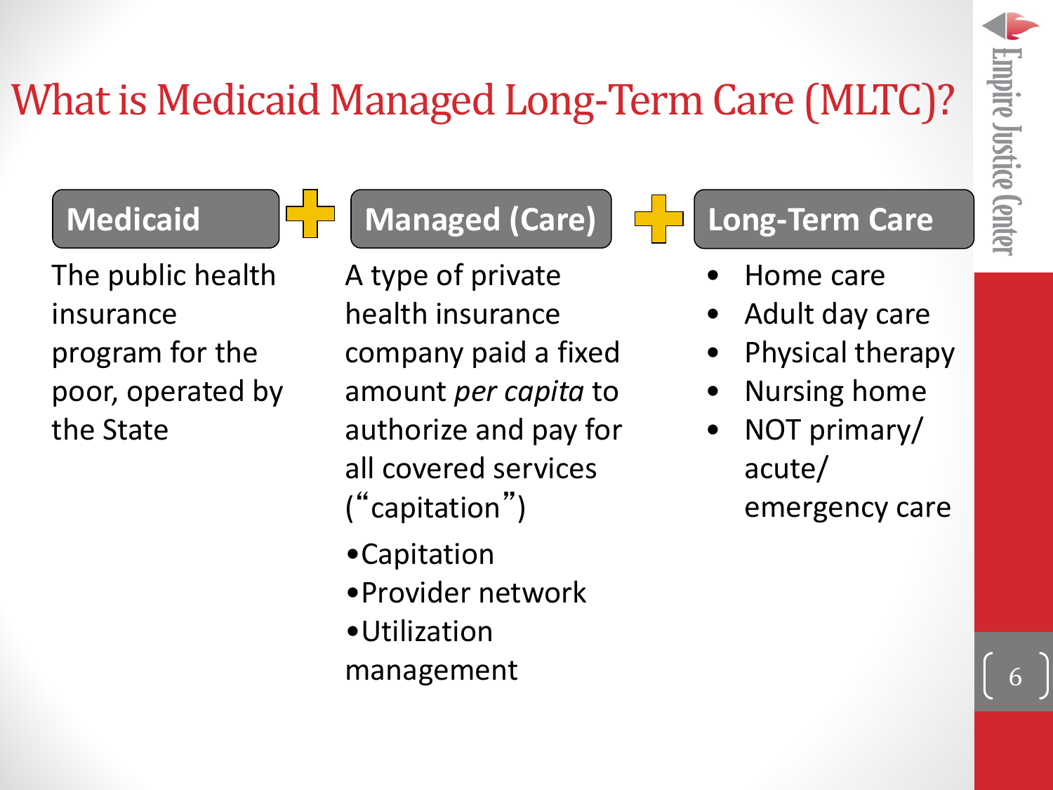# What is Medicaid Managed Long-Term Care (MLTC)?

## Medicaid

The public health insurance program for the poor, operated by the State

## Managed (Care)

A type of private health insurance company paid a fixed amount *per capita* to authorize and pay for all covered services ("capitation")

- Capitation
- Provider network
- Utilization management

## Long-Term Care

- Home care
- Adult day care
- Physical therapy
- Nursing home
- NOT primary/ acute/ emergency care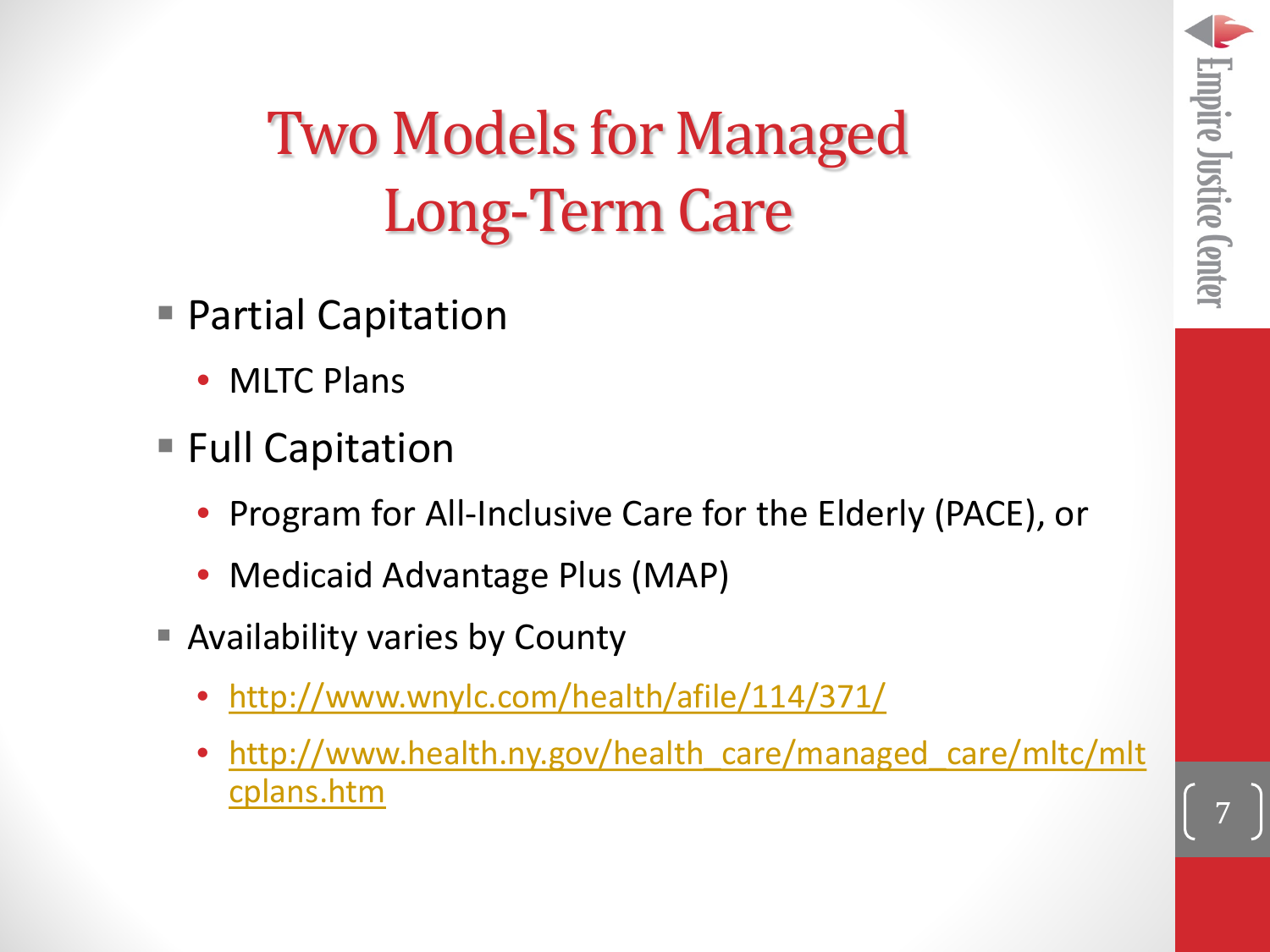# Two Models for Managed Long-Term Care

- Partial Capitation
  - MLTC Plans
- Full Capitation
  - Program for All-Inclusive Care for the Elderly (PACE), or
  - Medicaid Advantage Plus (MAP)
- Availability varies by County
  - http://www.wnylc.com/health/afile/114/371/
  - http://www.health.ny.gov/health_care/managed_care/mltc/mltcplans.htm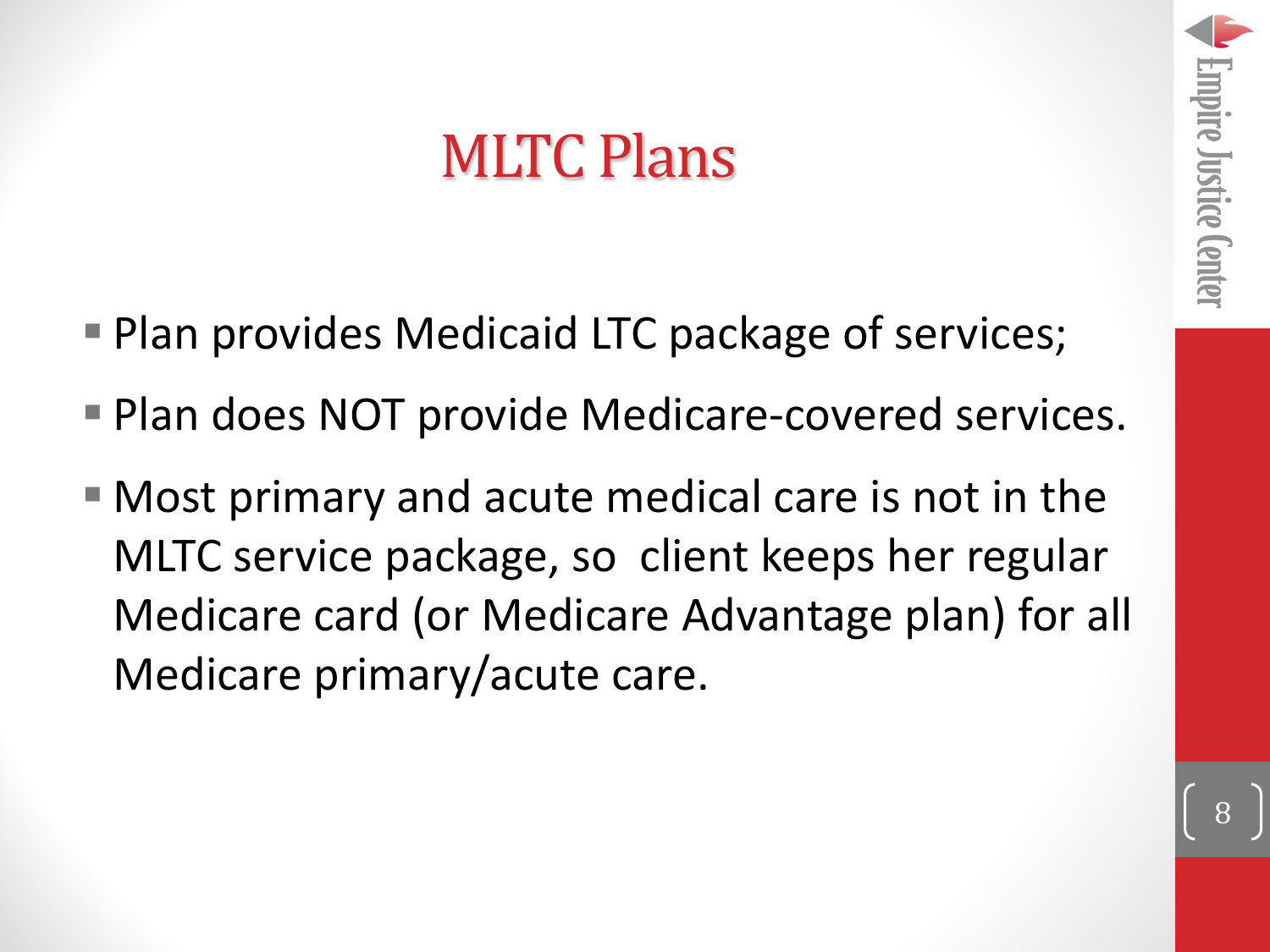# MLTC Plans

- Plan provides Medicaid LTC package of services;
- Plan does NOT provide Medicare-covered services.
- Most primary and acute medical care is not in the MLTC service package, so client keeps her regular Medicare card (or Medicare Advantage plan) for all Medicare primary/acute care.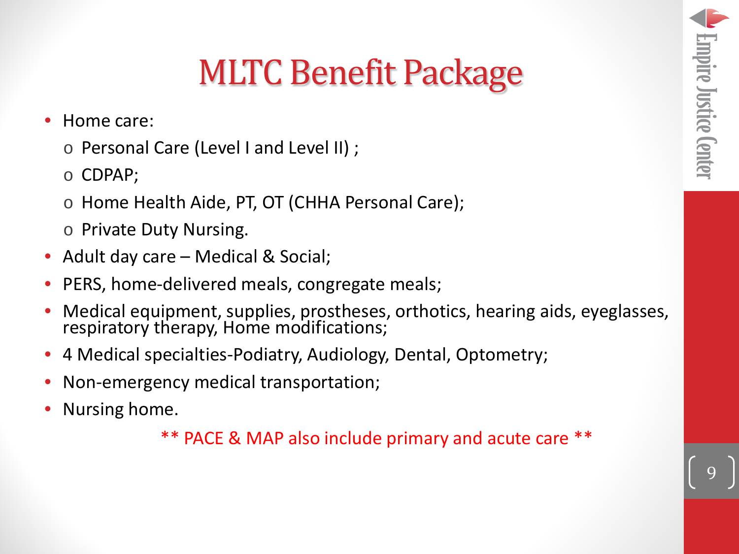# MLTC Benefit Package

- Home care:
  - Personal Care (Level I and Level II) ;
  - CDPAP;
  - Home Health Aide, PT, OT (CHHA Personal Care);
  - Private Duty Nursing.
- Adult day care – Medical & Social;
- PERS, home-delivered meals, congregate meals;
- Medical equipment, supplies, prostheses, orthotics, hearing aids, eyeglasses, respiratory therapy, Home modifications;
- 4 Medical specialties-Podiatry, Audiology, Dental, Optometry;
- Non-emergency medical transportation;
- Nursing home.

** PACE & MAP also include primary and acute care **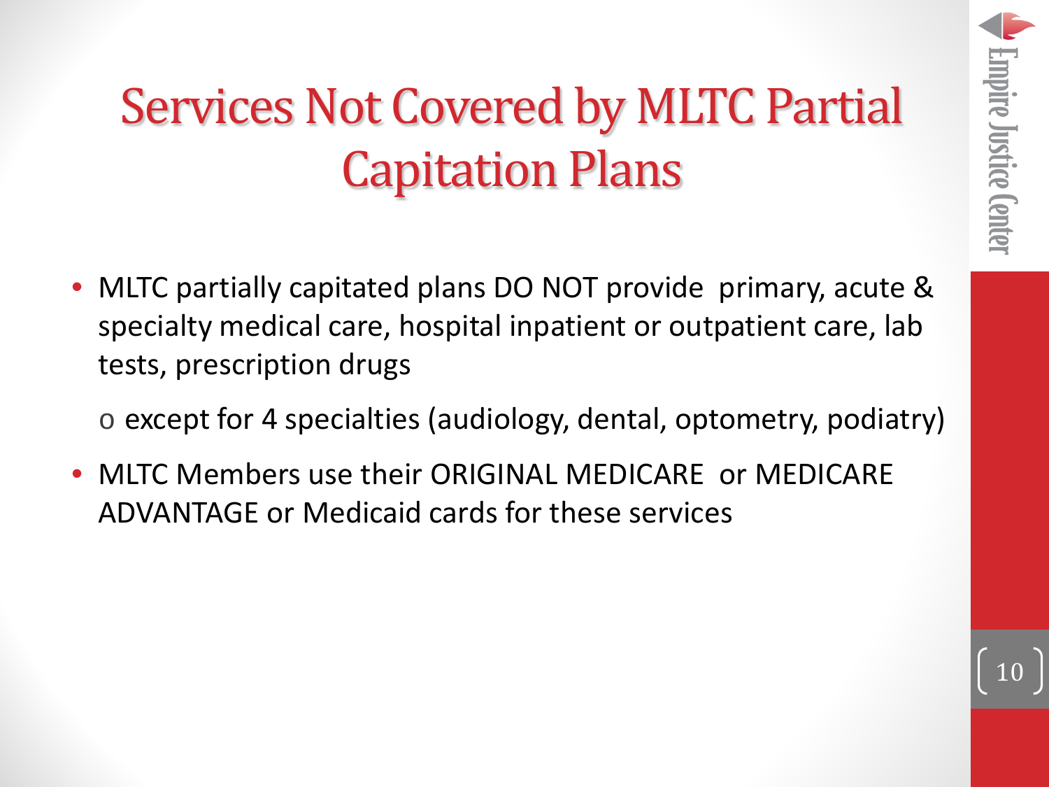# Services Not Covered by MLTC Partial Capitation Plans

- MLTC partially capitated plans DO NOT provide primary, acute & specialty medical care, hospital inpatient or outpatient care, lab tests, prescription drugs
  - except for 4 specialties (audiology, dental, optometry, podiatry)
- MLTC Members use their ORIGINAL MEDICARE or MEDICARE ADVANTAGE or Medicaid cards for these services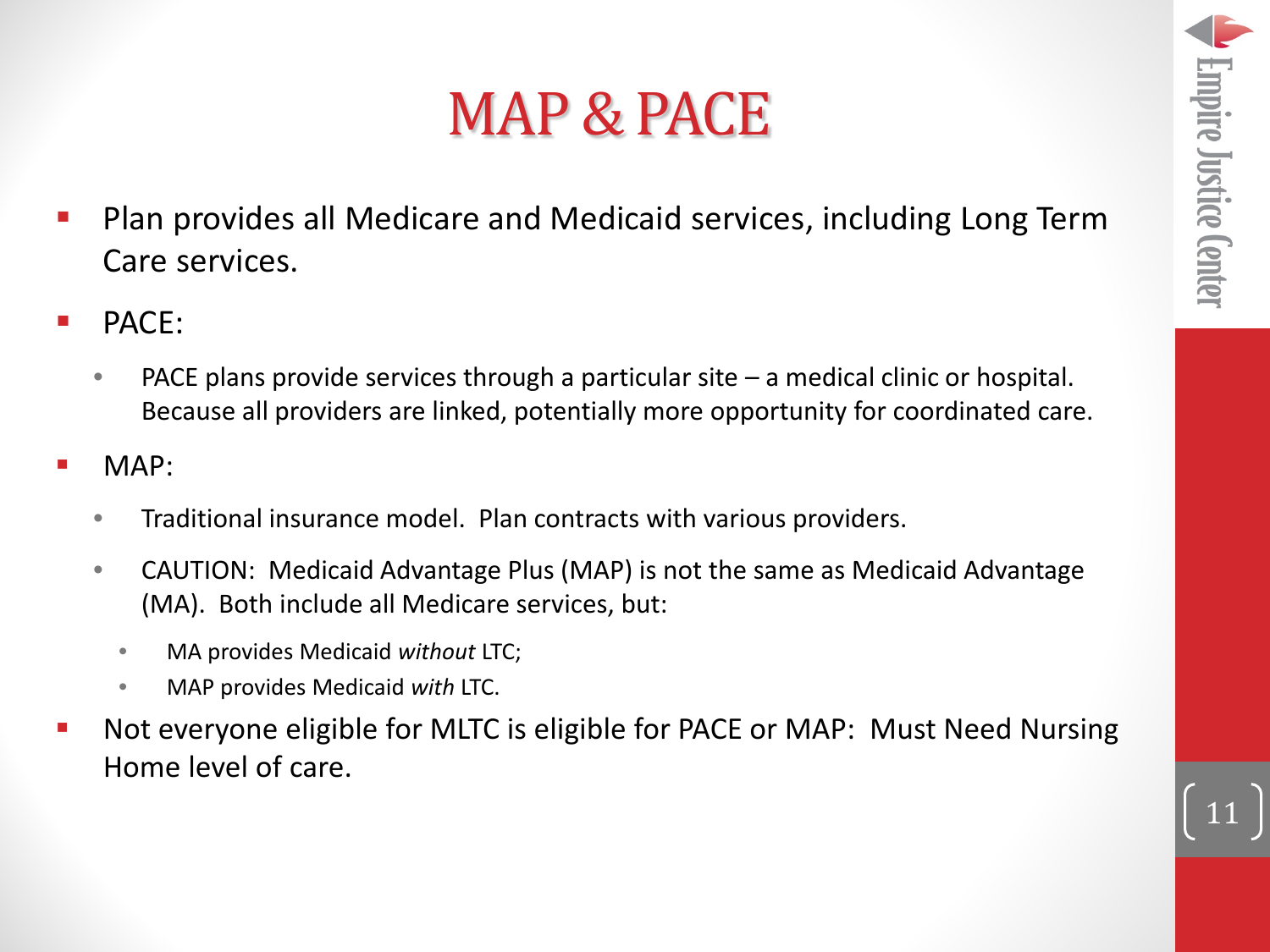# MAP & PACE

- Plan provides all Medicare and Medicaid services, including Long Term Care services.
- PACE:
  - PACE plans provide services through a particular site – a medical clinic or hospital. Because all providers are linked, potentially more opportunity for coordinated care.
- MAP:
  - Traditional insurance model. Plan contracts with various providers.
  - CAUTION: Medicaid Advantage Plus (MAP) is not the same as Medicaid Advantage (MA). Both include all Medicare services, but:
    - MA provides Medicaid *without* LTC;
    - MAP provides Medicaid *with* LTC.
- Not everyone eligible for MLTC is eligible for PACE or MAP: Must Need Nursing Home level of care.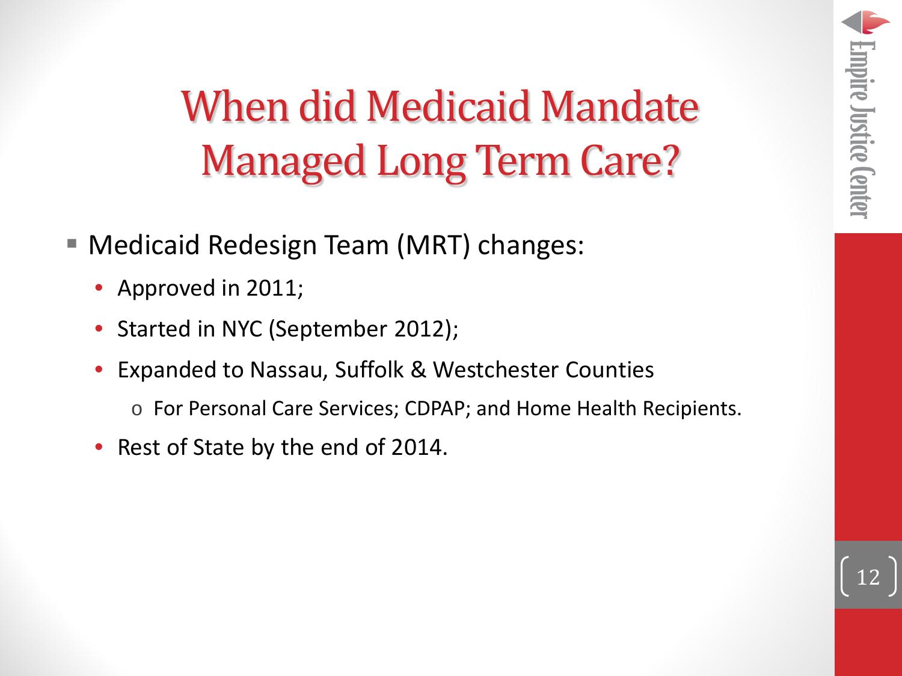# When did Medicaid Mandate Managed Long Term Care?

- Medicaid Redesign Team (MRT) changes:
  - Approved in 2011;
  - Started in NYC (September 2012);
  - Expanded to Nassau, Suffolk & Westchester Counties
    - For Personal Care Services; CDPAP; and Home Health Recipients.
  - Rest of State by the end of 2014.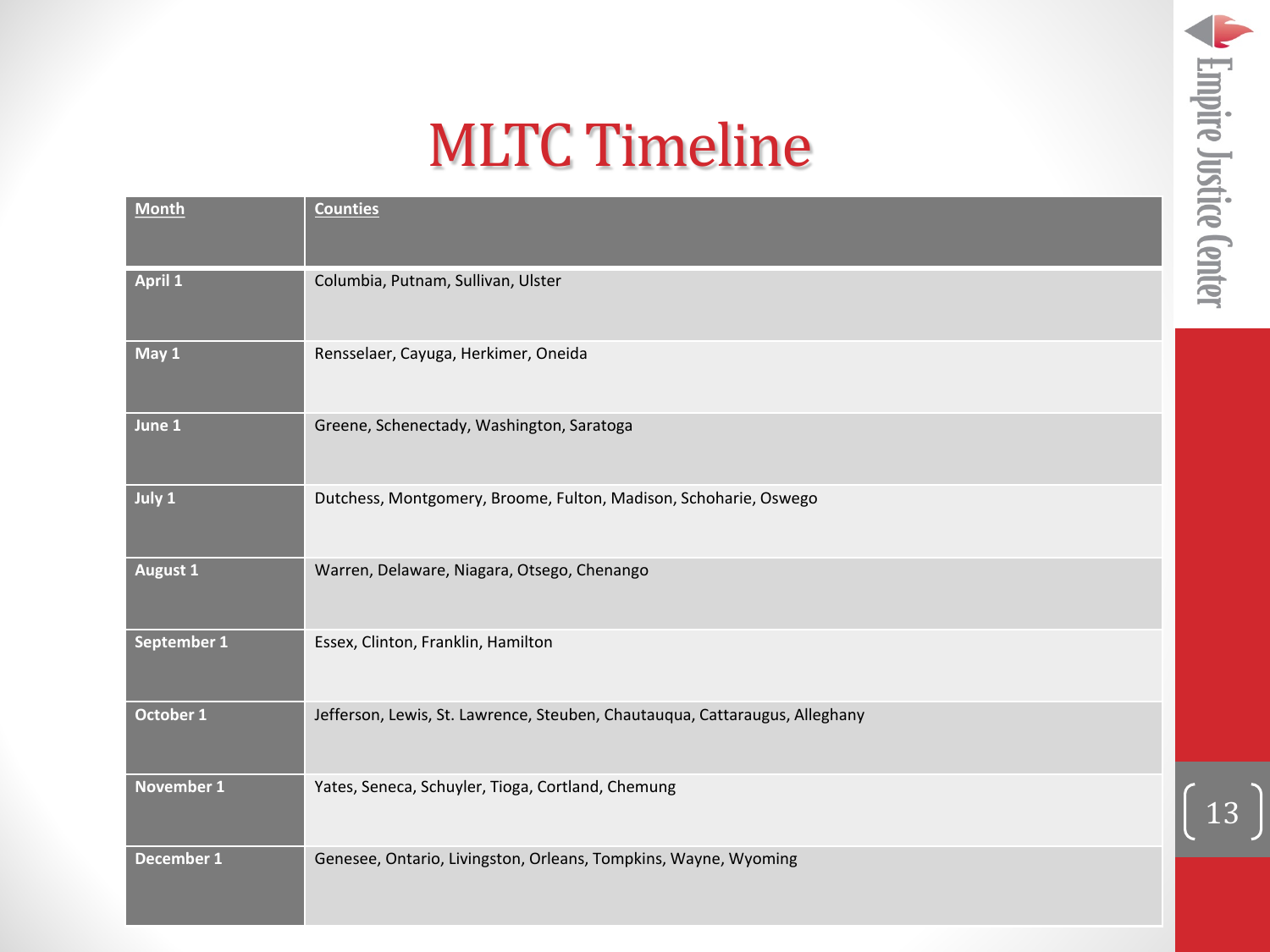# MLTC Timeline

| Month | Counties |
|---|---|
| April 1 | Columbia, Putnam, Sullivan, Ulster |
| May 1 | Rensselaer, Cayuga, Herkimer, Oneida |
| June 1 | Greene, Schenectady, Washington, Saratoga |
| July 1 | Dutchess, Montgomery, Broome, Fulton, Madison, Schoharie, Oswego |
| August 1 | Warren, Delaware, Niagara, Otsego, Chenango |
| September 1 | Essex, Clinton, Franklin, Hamilton |
| October 1 | Jefferson, Lewis, St. Lawrence, Steuben, Chautauqua, Cattaraugus, Alleghany |
| November 1 | Yates, Seneca, Schuyler, Tioga, Cortland, Chemung |
| December 1 | Genesee, Ontario, Livingston, Orleans, Tompkins, Wayne, Wyoming |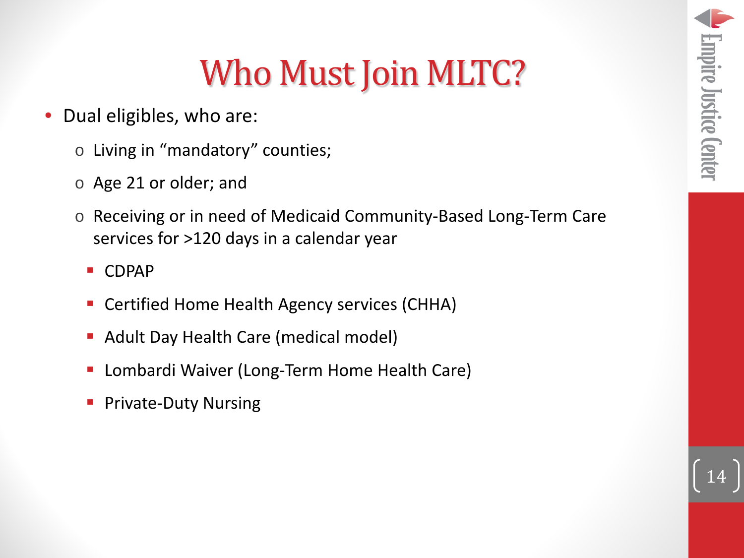# Who Must Join MLTC?

- Dual eligibles, who are:
  - Living in “mandatory” counties;
  - Age 21 or older; and
  - Receiving or in need of Medicaid Community-Based Long-Term Care services for >120 days in a calendar year
    - CDPAP
    - Certified Home Health Agency services (CHHA)
    - Adult Day Health Care (medical model)
    - Lombardi Waiver (Long-Term Home Health Care)
    - Private-Duty Nursing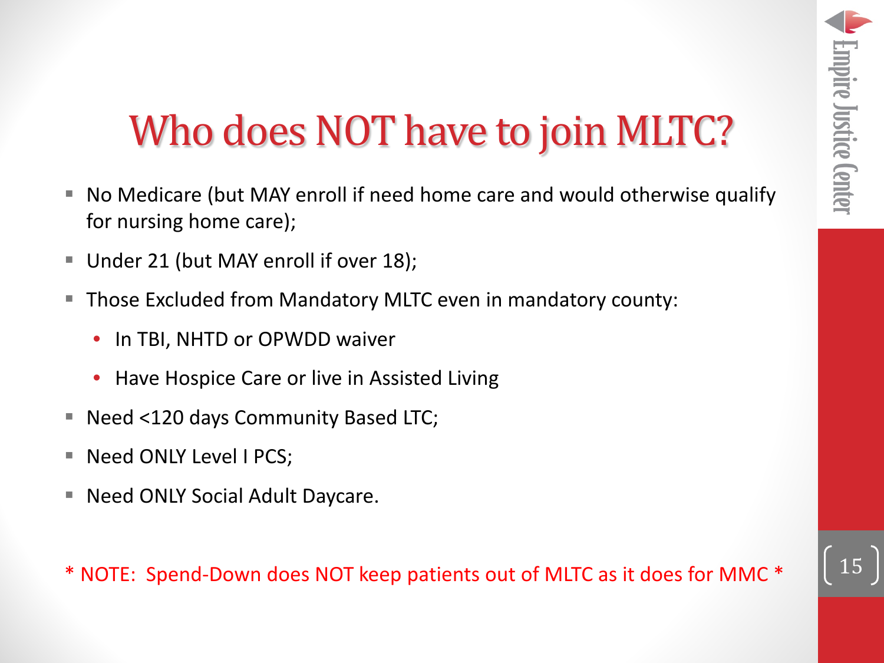# Who does NOT have to join MLTC?

- No Medicare (but MAY enroll if need home care and would otherwise qualify for nursing home care);
- Under 21 (but MAY enroll if over 18);
- Those Excluded from Mandatory MLTC even in mandatory county:
  - In TBI, NHTD or OPWDD waiver
  - Have Hospice Care or live in Assisted Living
- Need <120 days Community Based LTC;
- Need ONLY Level I PCS;
- Need ONLY Social Adult Daycare.

* NOTE: Spend-Down does NOT keep patients out of MLTC as it does for MMC *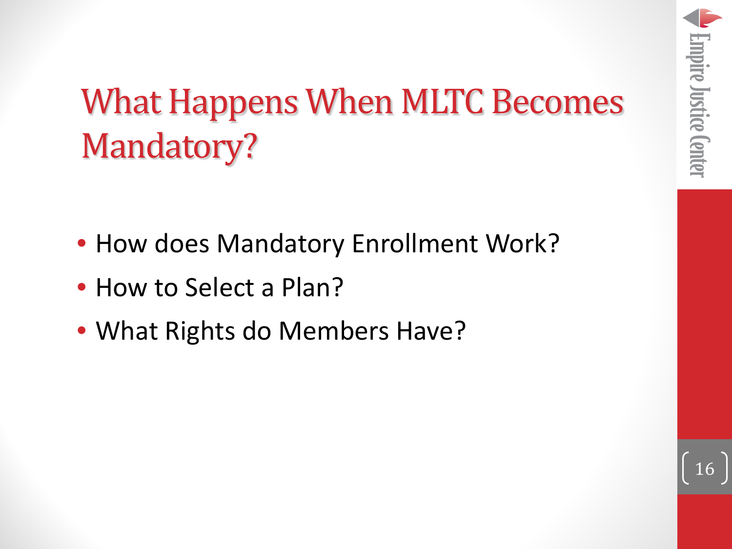# What Happens When MLTC Becomes Mandatory?

- How does Mandatory Enrollment Work?
- How to Select a Plan?
- What Rights do Members Have?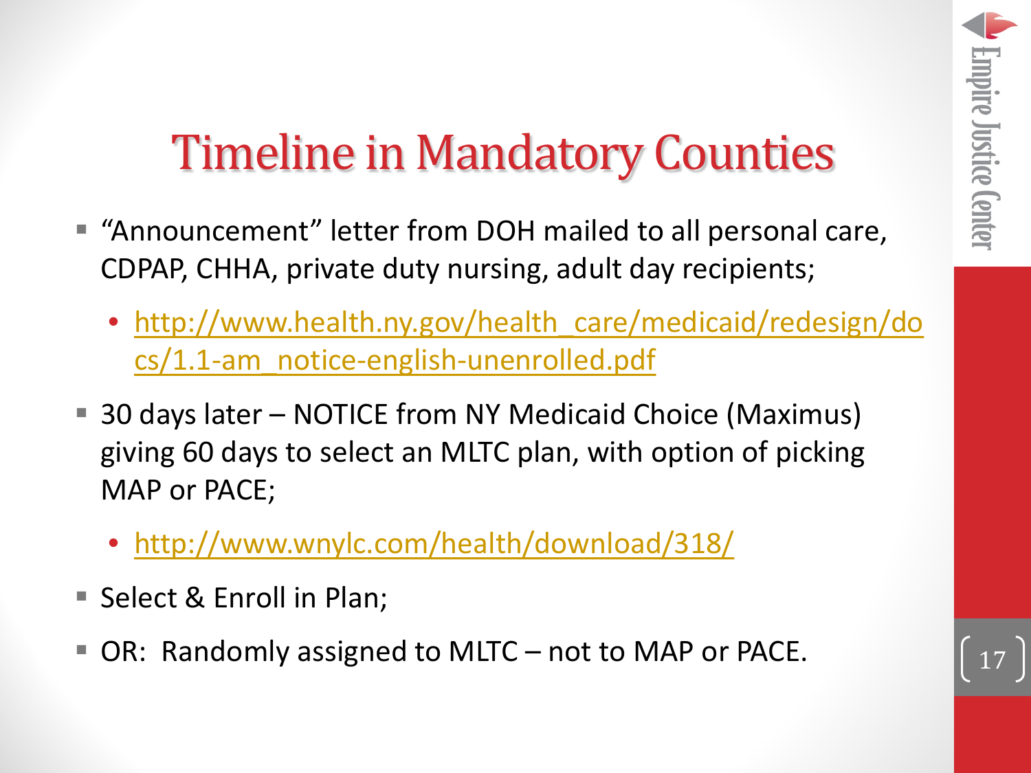# Timeline in Mandatory Counties

- "Announcement" letter from DOH mailed to all personal care, CDPAP, CHHA, private duty nursing, adult day recipients;
  - http://www.health.ny.gov/health_care/medicaid/redesign/docs/1.1-am_notice-english-unenrolled.pdf
- 30 days later – NOTICE from NY Medicaid Choice (Maximus) giving 60 days to select an MLTC plan, with option of picking MAP or PACE;
  - http://www.wnylc.com/health/download/318/
- Select & Enroll in Plan;
- OR: Randomly assigned to MLTC – not to MAP or PACE.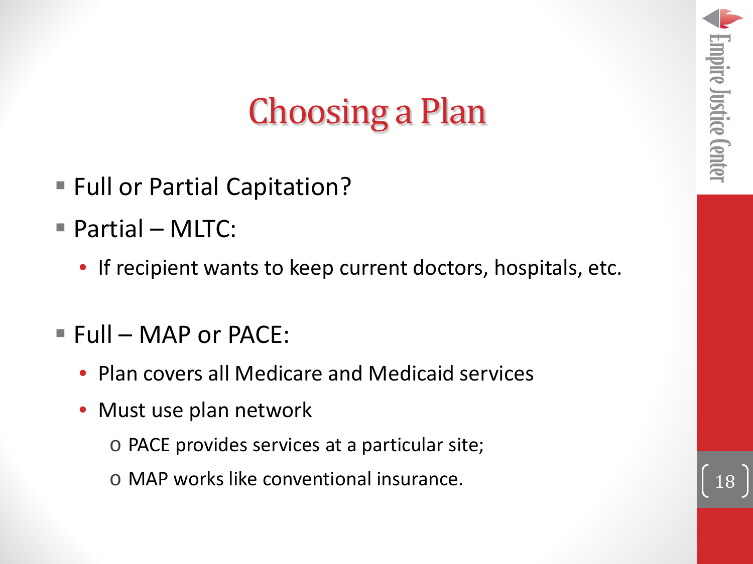# Choosing a Plan

- Full or Partial Capitation?
- Partial – MLTC:
  - If recipient wants to keep current doctors, hospitals, etc.
- Full – MAP or PACE:
  - Plan covers all Medicare and Medicaid services
  - Must use plan network
    - PACE provides services at a particular site;
    - MAP works like conventional insurance.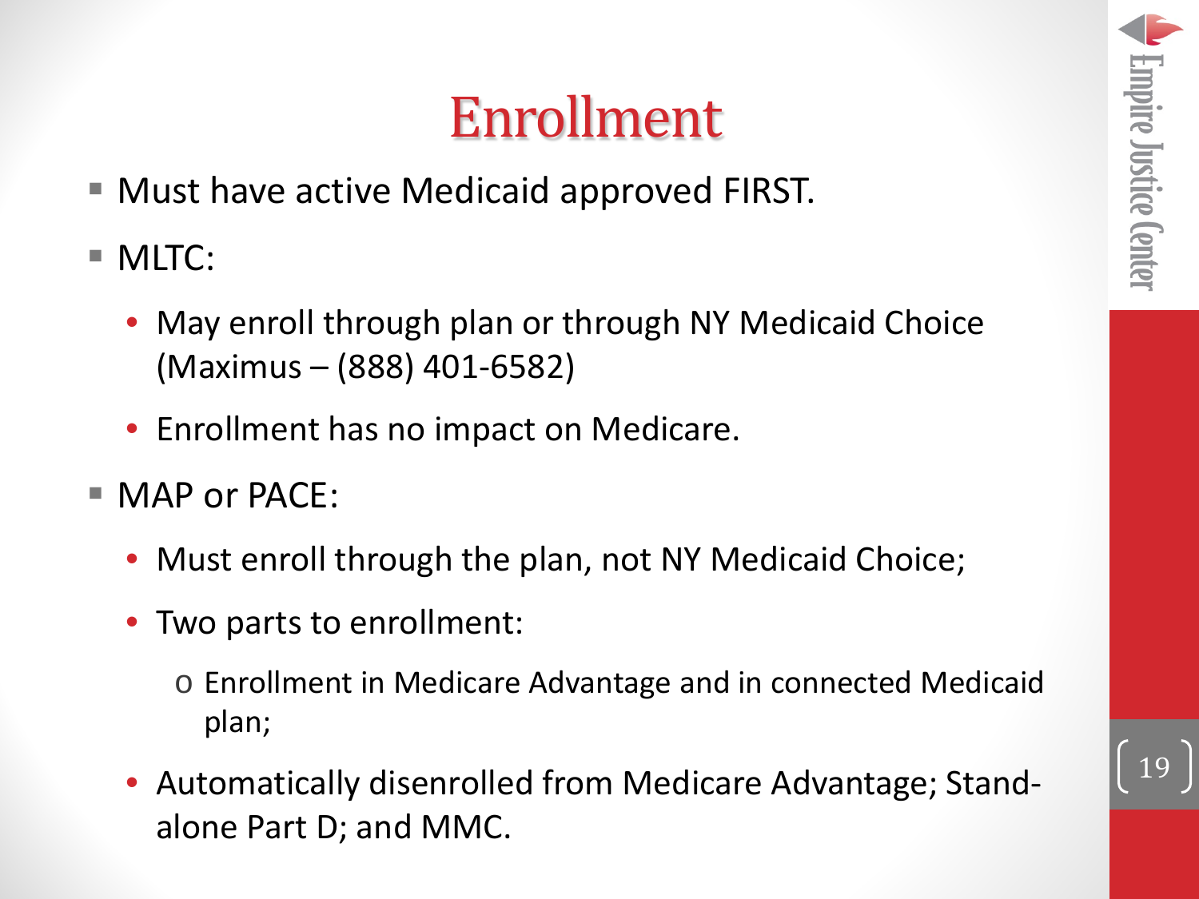# Enrollment

- Must have active Medicaid approved FIRST.
- MLTC:
  - May enroll through plan or through NY Medicaid Choice (Maximus – (888) 401-6582)
  - Enrollment has no impact on Medicare.
- MAP or PACE:
  - Must enroll through the plan, not NY Medicaid Choice;
  - Two parts to enrollment:
    - Enrollment in Medicare Advantage and in connected Medicaid plan;
  - Automatically disenrolled from Medicare Advantage; Stand-alone Part D; and MMC.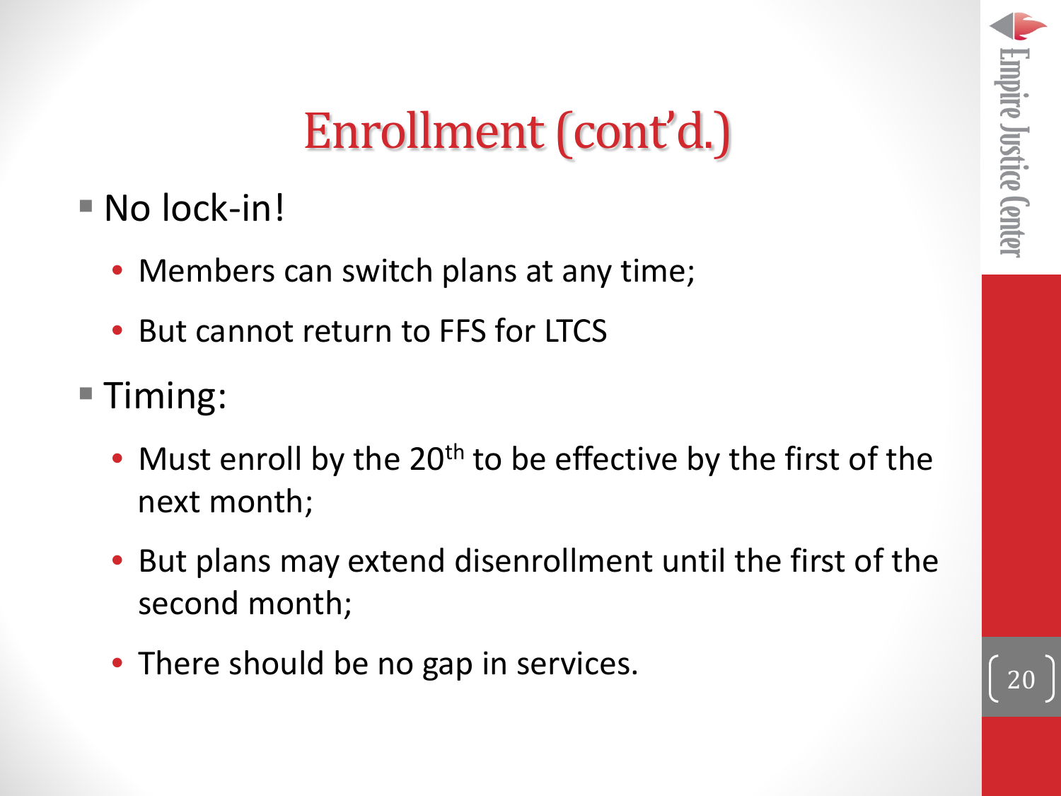# Enrollment (cont'd.)

- No lock-in!
  - Members can switch plans at any time;
  - But cannot return to FFS for LTCS
- Timing:
  - Must enroll by the $20^{th}$ to be effective by the first of the next month;
  - But plans may extend disenrollment until the first of the second month;
  - There should be no gap in services.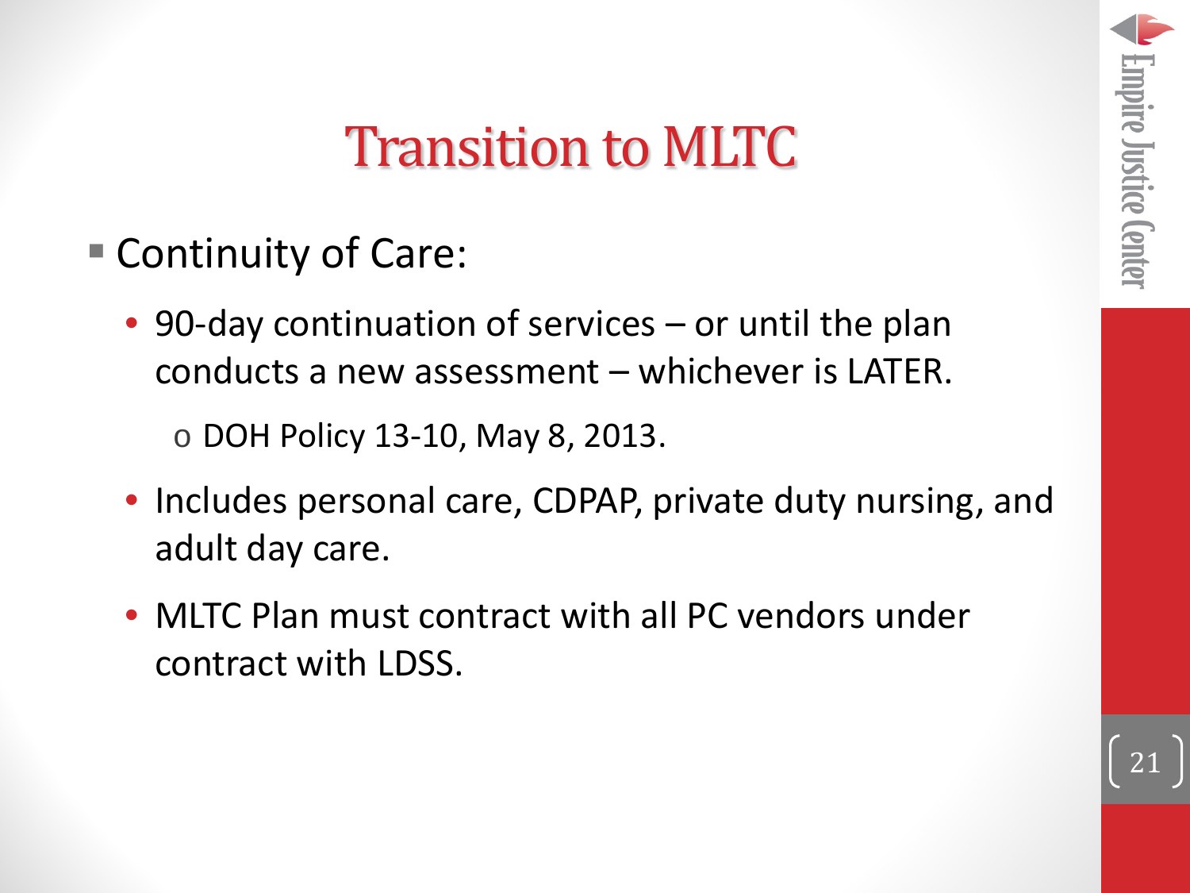# Transition to MLTC

- Continuity of Care:
  - 90-day continuation of services – or until the plan conducts a new assessment – whichever is LATER.
    - DOH Policy 13-10, May 8, 2013.
  - Includes personal care, CDPAP, private duty nursing, and adult day care.
  - MLTC Plan must contract with all PC vendors under contract with LDSS.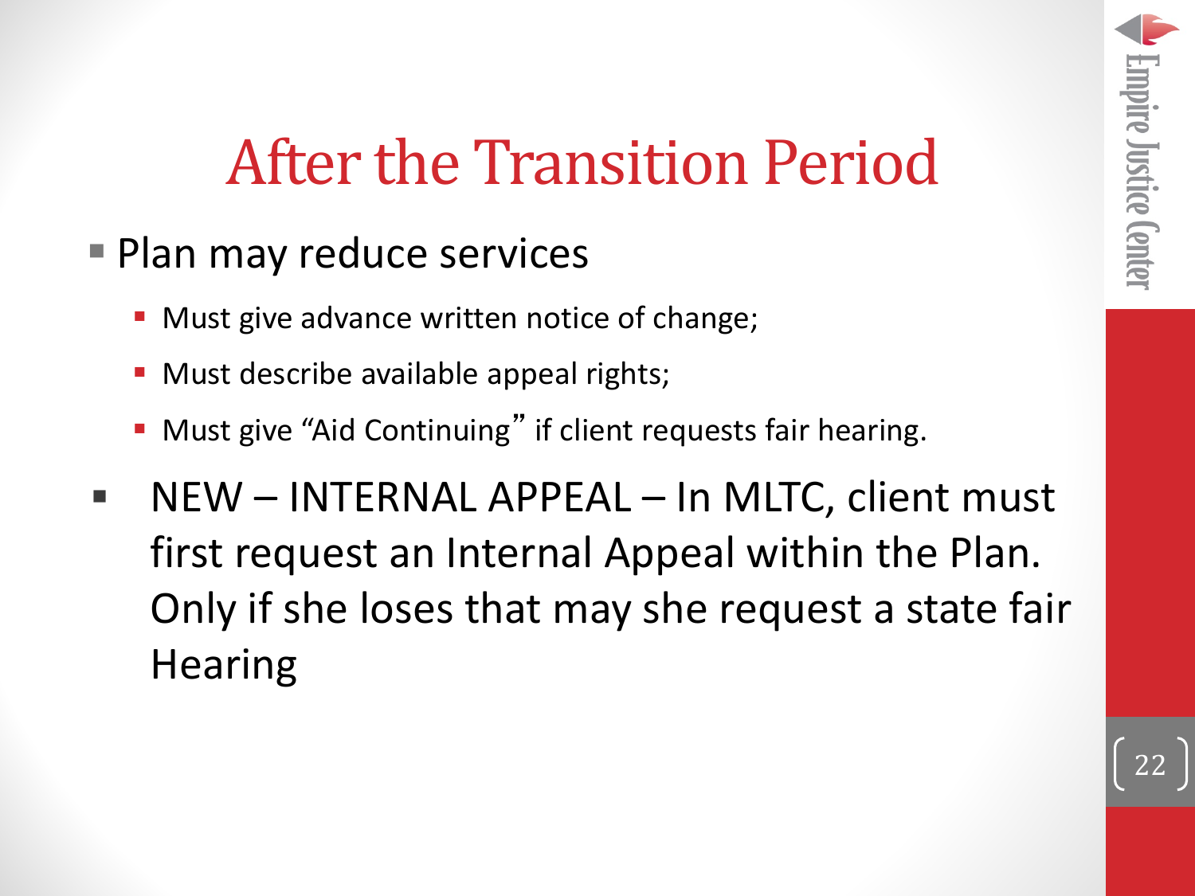# After the Transition Period

- Plan may reduce services
  - Must give advance written notice of change;
  - Must describe available appeal rights;
  - Must give "Aid Continuing" if client requests fair hearing.
- NEW – INTERNAL APPEAL – In MLTC, client must first request an Internal Appeal within the Plan. Only if she loses that may she request a state fair Hearing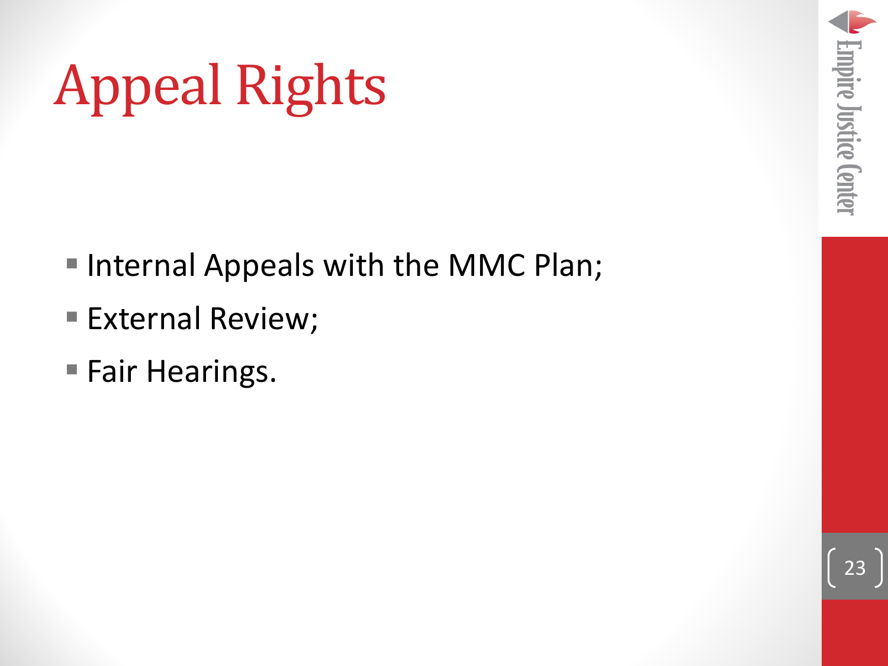# Appeal Rights

- Internal Appeals with the MMC Plan;
- External Review;
- Fair Hearings.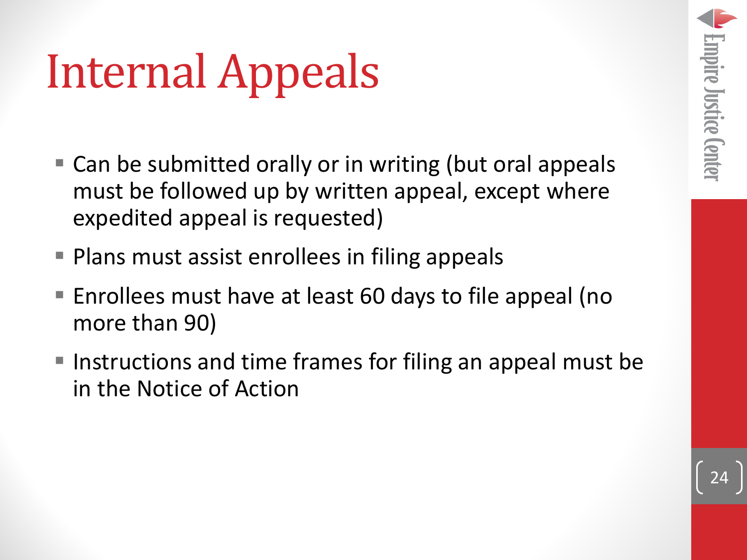# Internal Appeals

- Can be submitted orally or in writing (but oral appeals must be followed up by written appeal, except where expedited appeal is requested)
- Plans must assist enrollees in filing appeals
- Enrollees must have at least 60 days to file appeal (no more than 90)
- Instructions and time frames for filing an appeal must be in the Notice of Action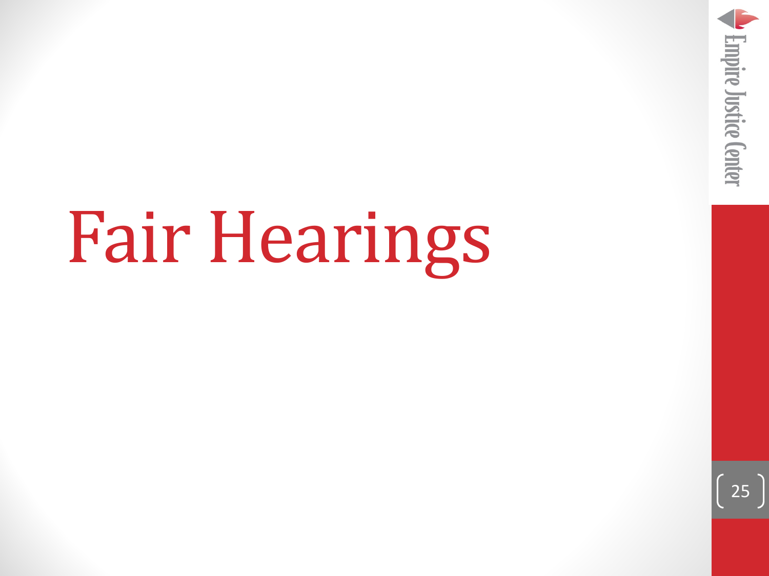# Fair Hearings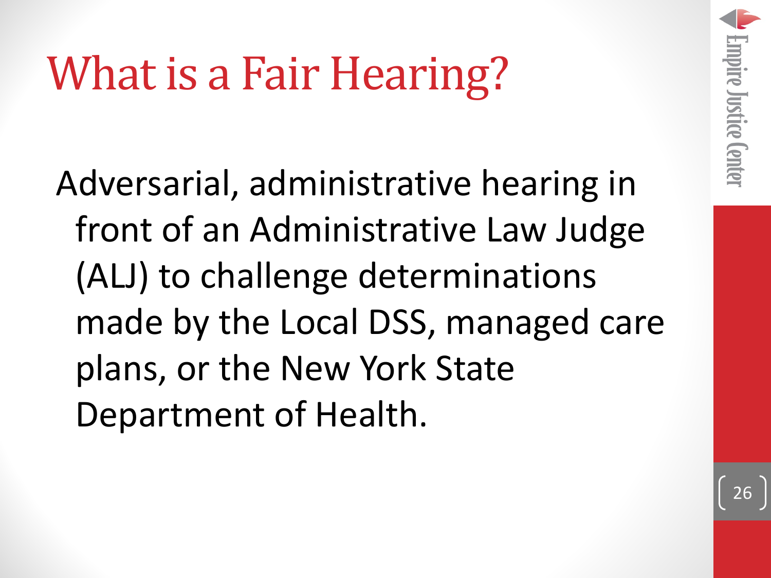# What is a Fair Hearing?

Adversarial, administrative hearing in front of an Administrative Law Judge (ALJ) to challenge determinations made by the Local DSS, managed care plans, or the New York State Department of Health.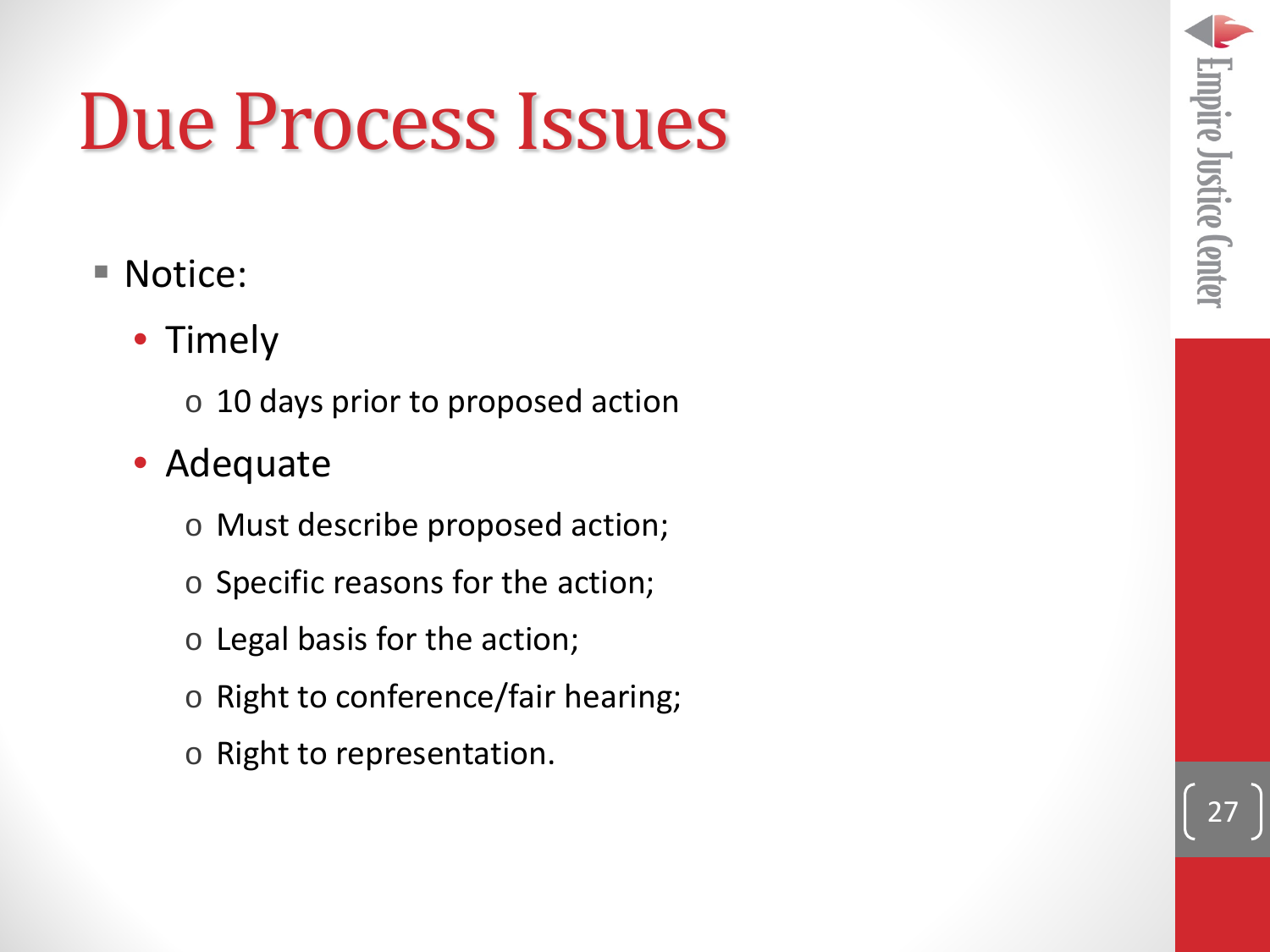# Due Process Issues

- Notice:
  - Timely
    - 10 days prior to proposed action
  - Adequate
    - Must describe proposed action;
    - Specific reasons for the action;
    - Legal basis for the action;
    - Right to conference/fair hearing;
    - Right to representation.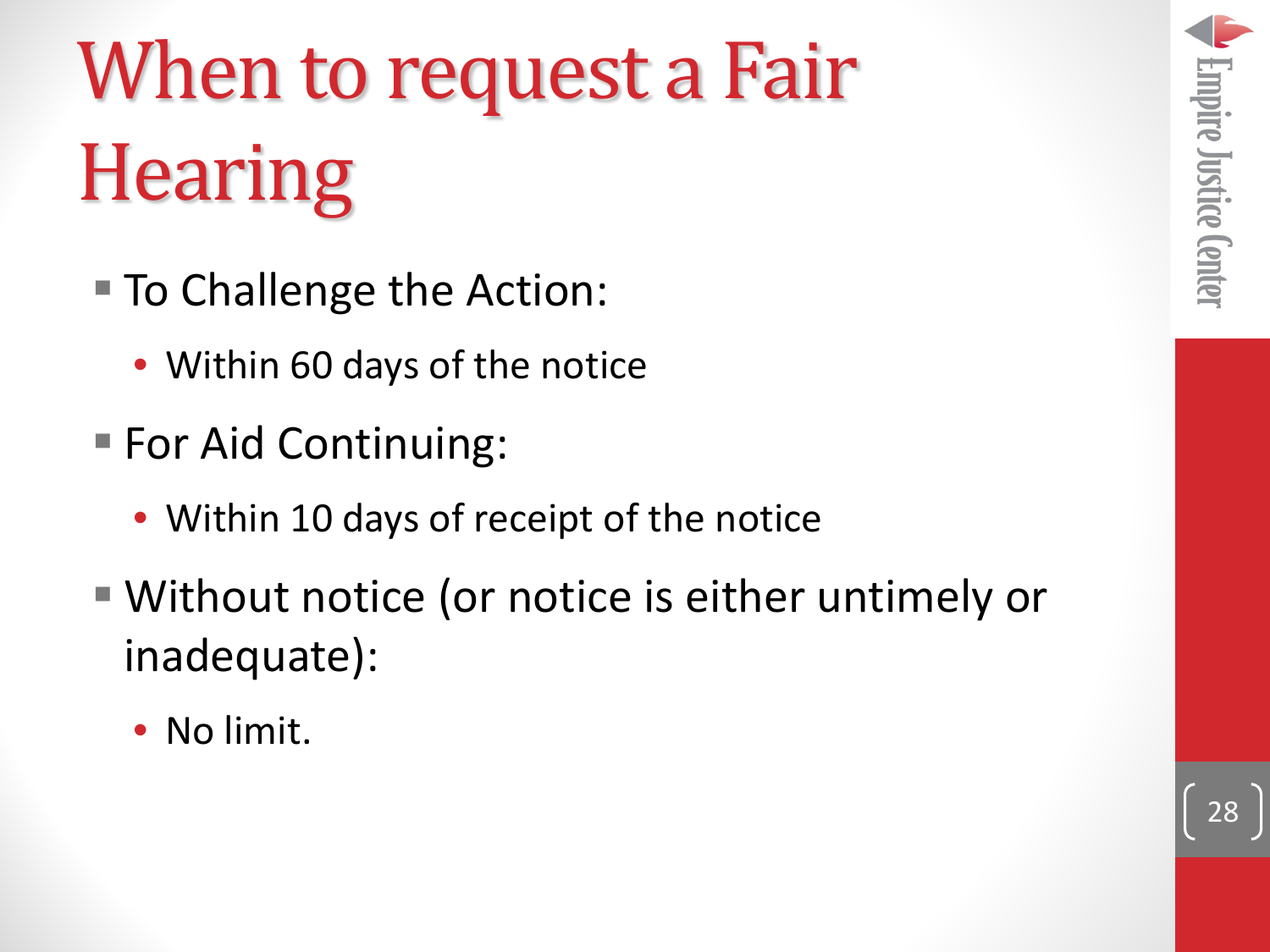# When to request a Fair Hearing

- To Challenge the Action:
  - Within 60 days of the notice
- For Aid Continuing:
  - Within 10 days of receipt of the notice
- Without notice (or notice is either untimely or inadequate):
  - No limit.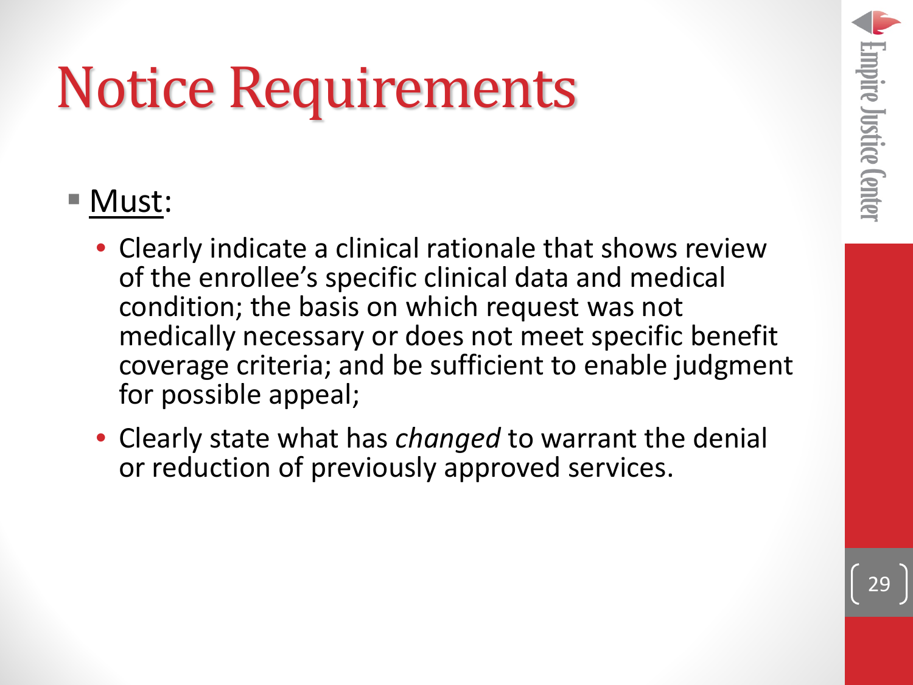# Notice Requirements

- <u>Must</u>:
  - Clearly indicate a clinical rationale that shows review of the enrollee's specific clinical data and medical condition; the basis on which request was not medically necessary or does not meet specific benefit coverage criteria; and be sufficient to enable judgment for possible appeal;
  - Clearly state what has *changed* to warrant the denial or reduction of previously approved services.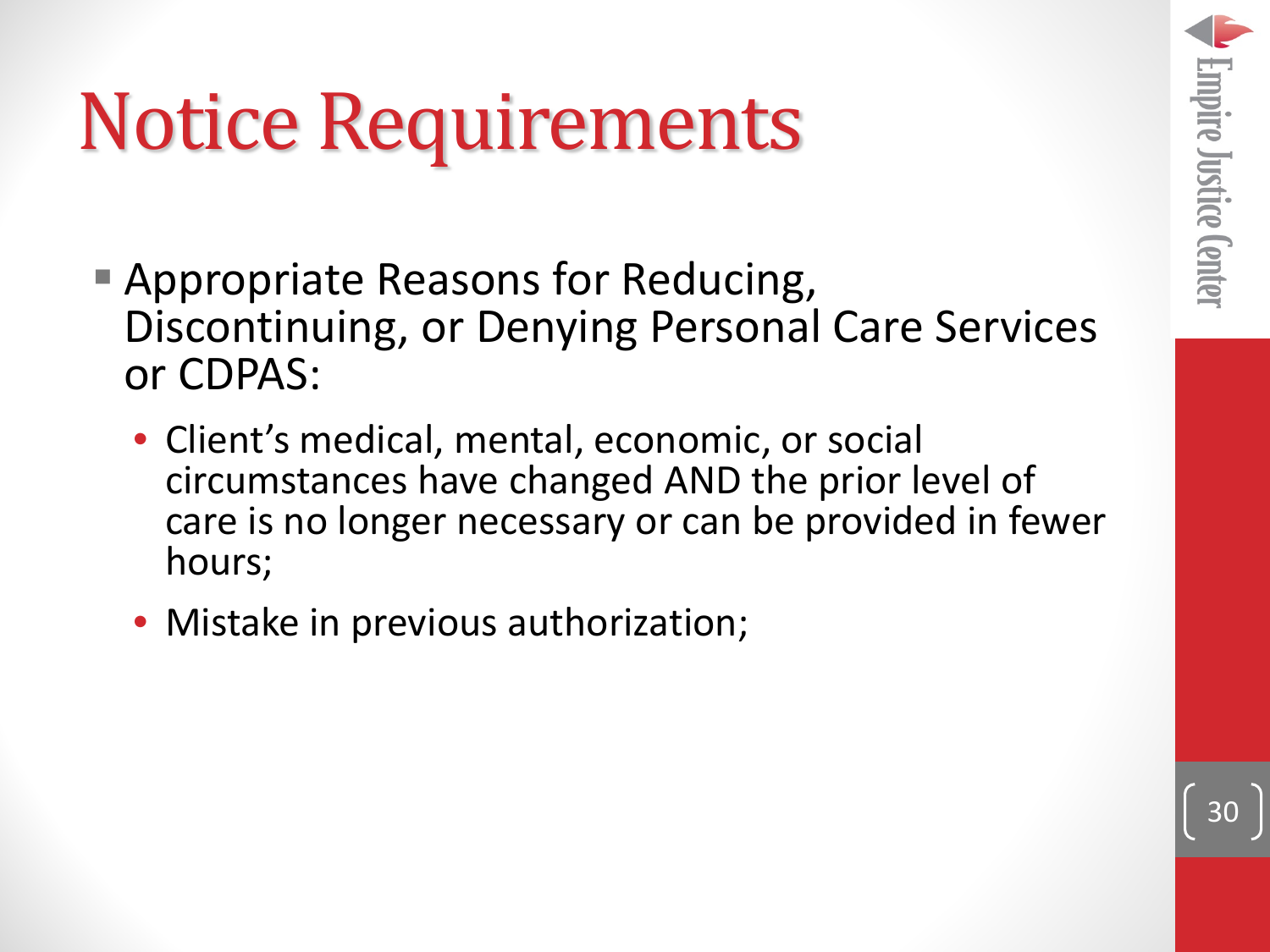# Notice Requirements

- Appropriate Reasons for Reducing, Discontinuing, or Denying Personal Care Services or CDPAS:
  - Client's medical, mental, economic, or social circumstances have changed AND the prior level of care is no longer necessary or can be provided in fewer hours;
  - Mistake in previous authorization;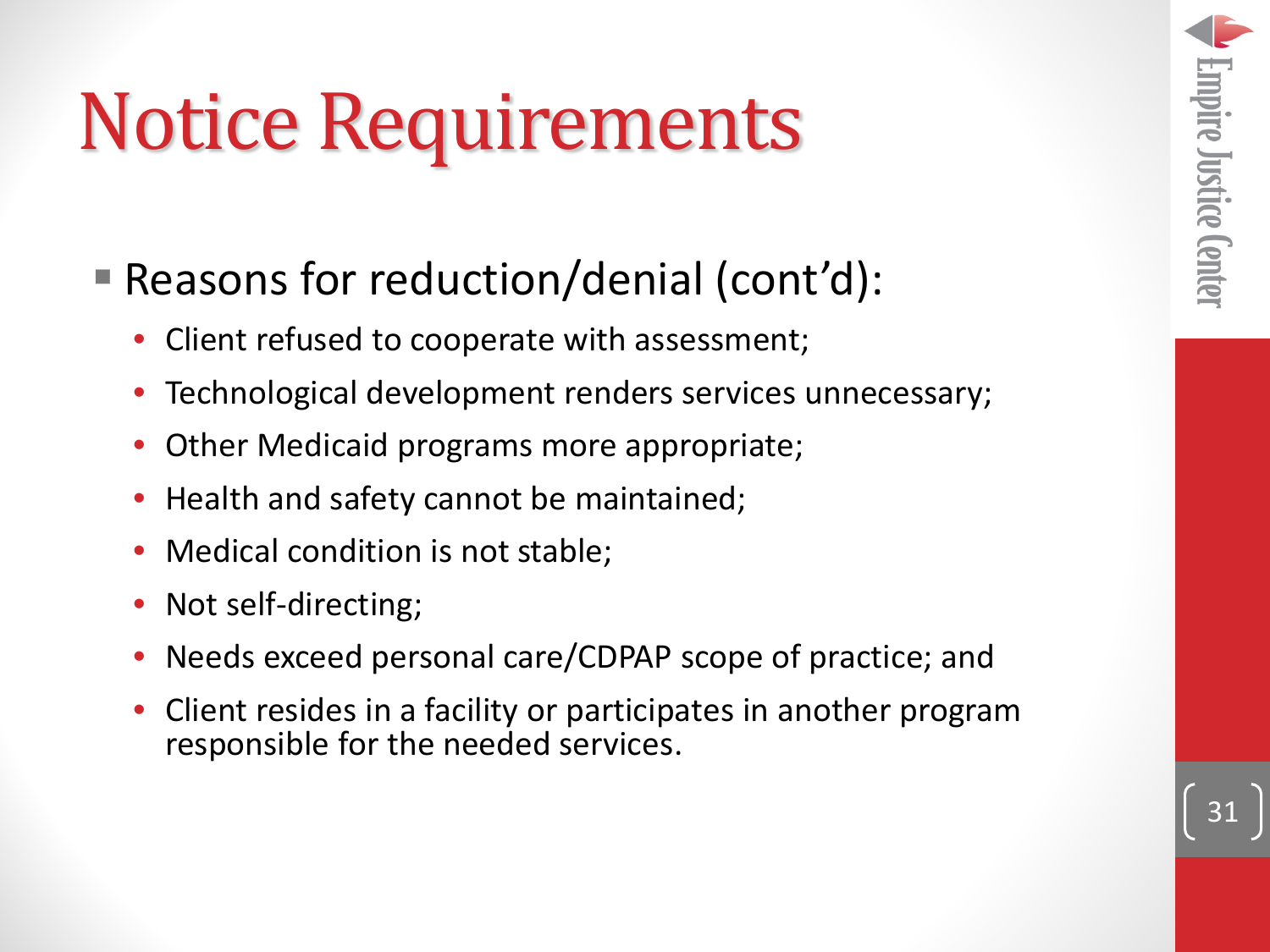# Notice Requirements

- Reasons for reduction/denial (cont'd):
  - Client refused to cooperate with assessment;
  - Technological development renders services unnecessary;
  - Other Medicaid programs more appropriate;
  - Health and safety cannot be maintained;
  - Medical condition is not stable;
  - Not self-directing;
  - Needs exceed personal care/CDPAP scope of practice; and
  - Client resides in a facility or participates in another program responsible for the needed services.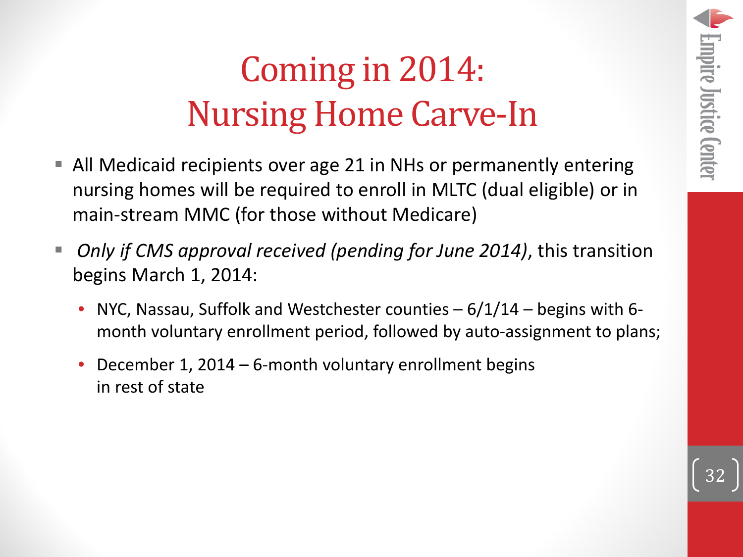# Coming in 2014: Nursing Home Carve-In

- All Medicaid recipients over age 21 in NHs or permanently entering nursing homes will be required to enroll in MLTC (dual eligible) or in main-stream MMC (for those without Medicare)
- *Only if CMS approval received (pending for June 2014)*, this transition begins March 1, 2014:
  - NYC, Nassau, Suffolk and Westchester counties – 6/1/14 – begins with 6-month voluntary enrollment period, followed by auto-assignment to plans;
  - December 1, 2014 – 6-month voluntary enrollment begins in rest of state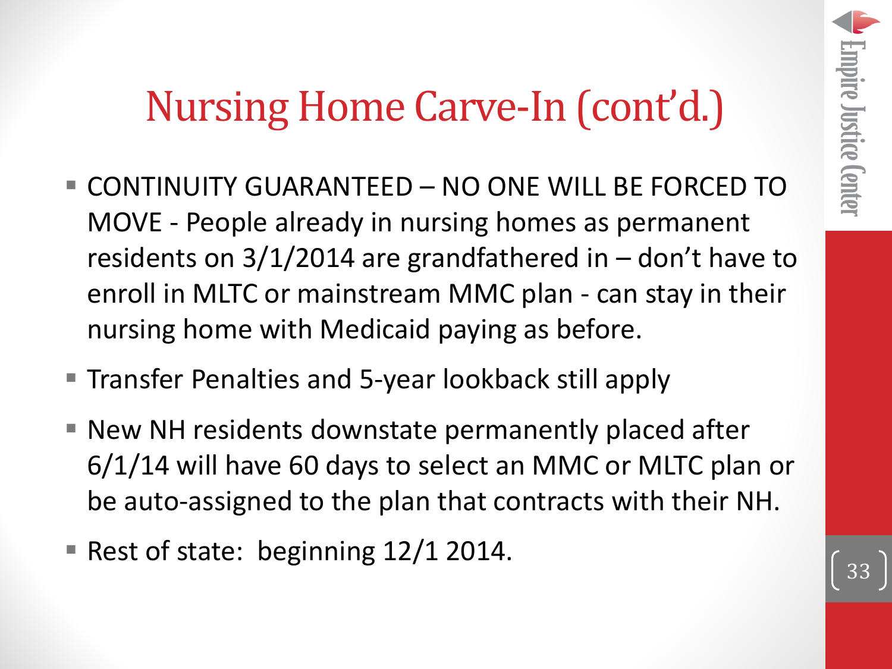# Nursing Home Carve-In (cont'd.)

- CONTINUITY GUARANTEED – NO ONE WILL BE FORCED TO MOVE - People already in nursing homes as permanent residents on 3/1/2014 are grandfathered in – don't have to enroll in MLTC or mainstream MMC plan - can stay in their nursing home with Medicaid paying as before.
- Transfer Penalties and 5-year lookback still apply
- New NH residents downstate permanently placed after 6/1/14 will have 60 days to select an MMC or MLTC plan or be auto-assigned to the plan that contracts with their NH.
- Rest of state: beginning 12/1 2014.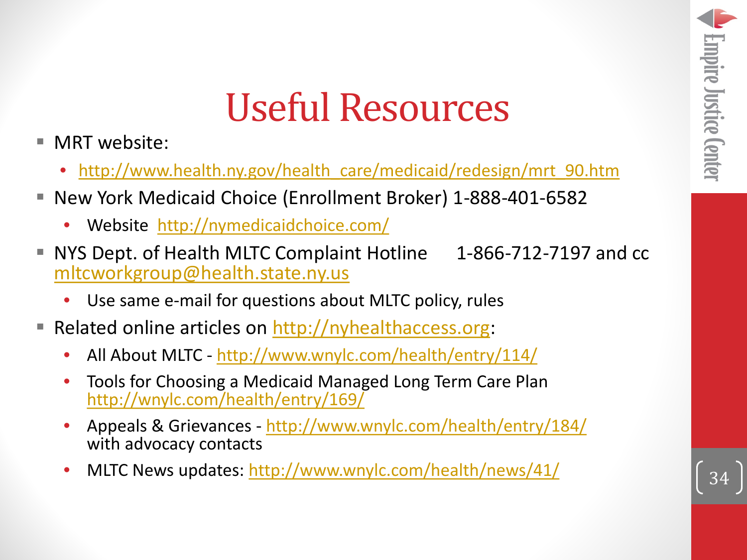# Useful Resources

- MRT website:
  - http://www.health.ny.gov/health_care/medicaid/redesign/mrt_90.htm
- New York Medicaid Choice (Enrollment Broker) 1-888-401-6582
  - Website http://nymedicaidchoice.com/
- NYS Dept. of Health MLTC Complaint Hotline 1-866-712-7197 and cc mltcworkgroup@health.state.ny.us
  - Use same e-mail for questions about MLTC policy, rules
- Related online articles on http://nyhealthaccess.org:
  - All About MLTC - http://www.wnylc.com/health/entry/114/
  - Tools for Choosing a Medicaid Managed Long Term Care Plan http://wnylc.com/health/entry/169/
  - Appeals & Grievances - http://www.wnylc.com/health/entry/184/ with advocacy contacts
  - MLTC News updates: http://www.wnylc.com/health/news/41/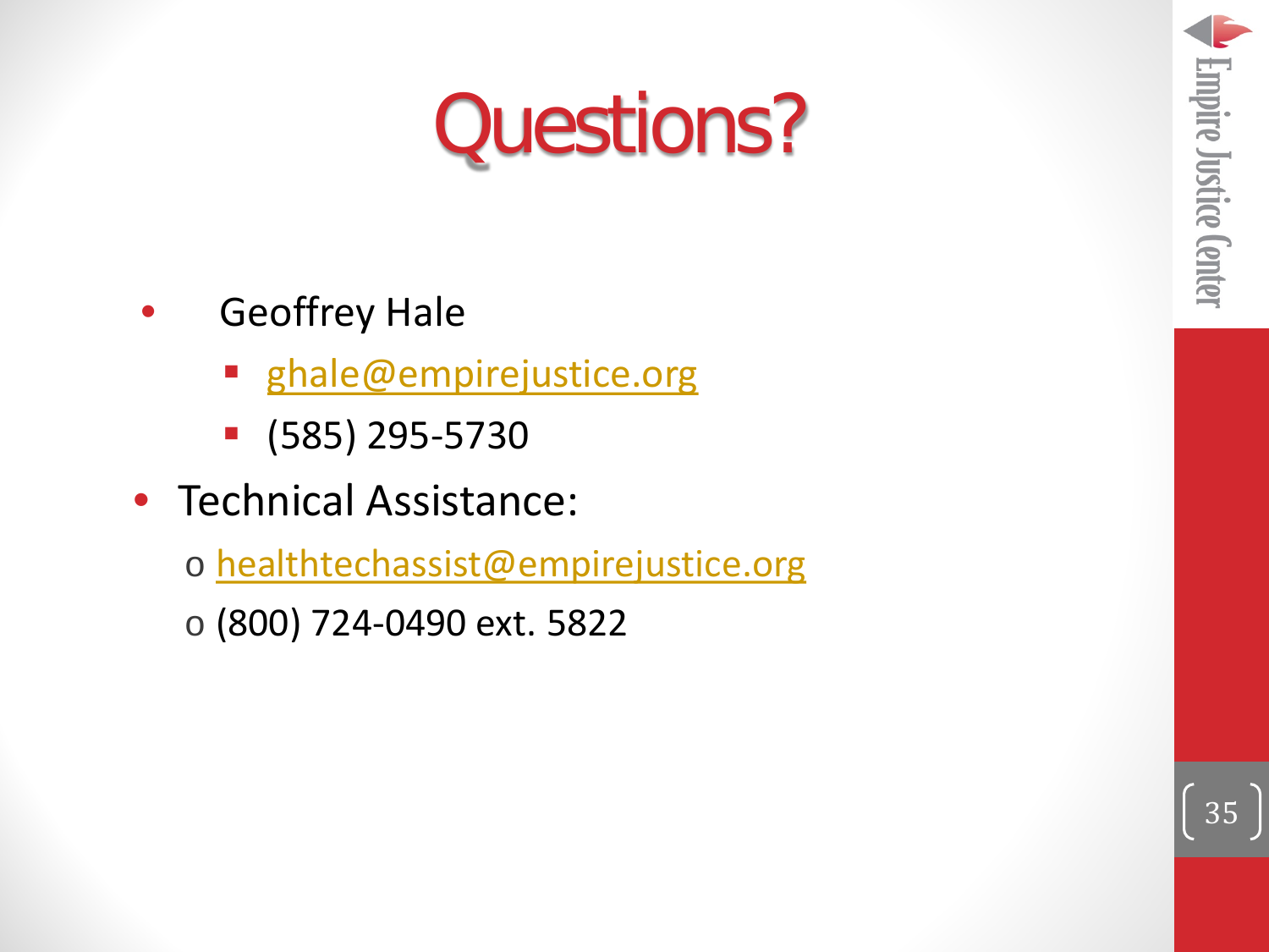# Questions?

- Geoffrey Hale
  - ghale@empirejustice.org
  - (585) 295-5730
- Technical Assistance:
  - healthtechassist@empirejustice.org
  - (800) 724-0490 ext. 5822